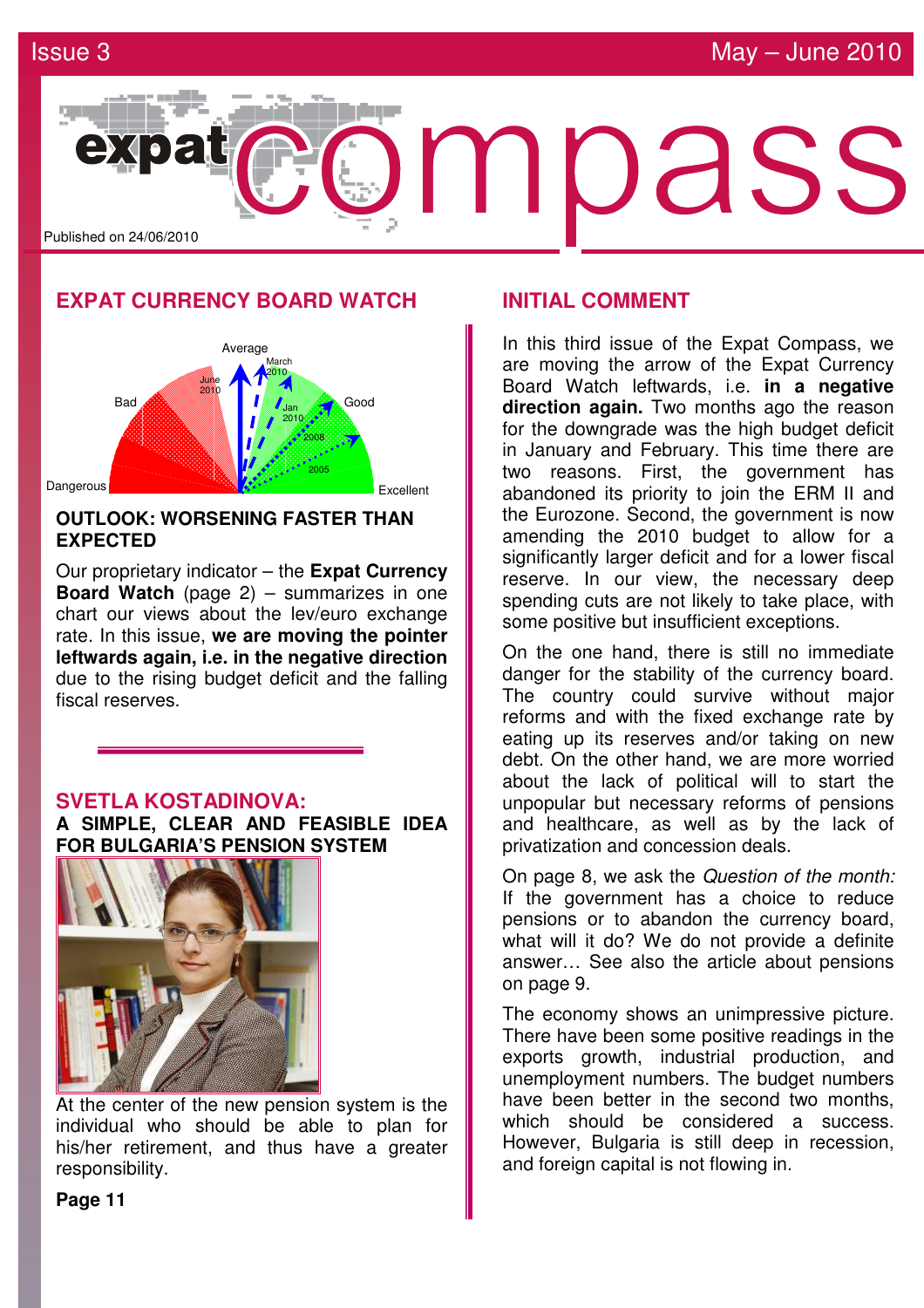Issue 3 May – June 2010

# expat compass

Published on 24/06/2010

## EXPAT CURRENCY BOARD WATCH

Average, March 2010, June 2010, Bad, Jan 2010, Good, 2008, 2005, Dangerous, Excellent

### OUTLOOK: WORSENING FASTER THAN EXPECTED

Our proprietary indicator – the **Expat Currency Board Watch** (page 2) – summarizes in one chart our views about the lev/euro exchange rate. In this issue, **we are moving the pointer leftwards again, i.e. in the negative direction** due to the rising budget deficit and the falling fiscal reserves.

## SVETLA KOSTADINOVA:

### A SIMPLE, CLEAR AND FEASIBLE IDEA FOR BULGARIA'S PENSION SYSTEM

At the center of the new pension system is the individual who should be able to plan for his/her retirement, and thus have a greater responsibility.

**Page 11**

## INITIAL COMMENT

In this third issue of the Expat Compass, we are moving the arrow of the Expat Currency Board Watch leftwards, i.e. **in a negative direction again.** Two months ago the reason for the downgrade was the high budget deficit in January and February. This time there are two reasons. First, the government has abandoned its priority to join the ERM II and the Eurozone. Second, the government is now amending the 2010 budget to allow for a significantly larger deficit and for a lower fiscal reserve. In our view, the necessary deep spending cuts are not likely to take place, with some positive but insufficient exceptions.

On the one hand, there is still no immediate danger for the stability of the currency board. The country could survive without major reforms and with the fixed exchange rate by eating up its reserves and/or taking on new debt. On the other hand, we are more worried about the lack of political will to start the unpopular but necessary reforms of pensions and healthcare, as well as by the lack of privatization and concession deals.

On page 8, we ask the *Question of the month:* If the government has a choice to reduce pensions or to abandon the currency board, what will it do? We do not provide a definite answer… See also the article about pensions on page 9.

The economy shows an unimpressive picture. There have been some positive readings in the exports growth, industrial production, and unemployment numbers. The budget numbers have been better in the second two months, which should be considered a success. However, Bulgaria is still deep in recession, and foreign capital is not flowing in.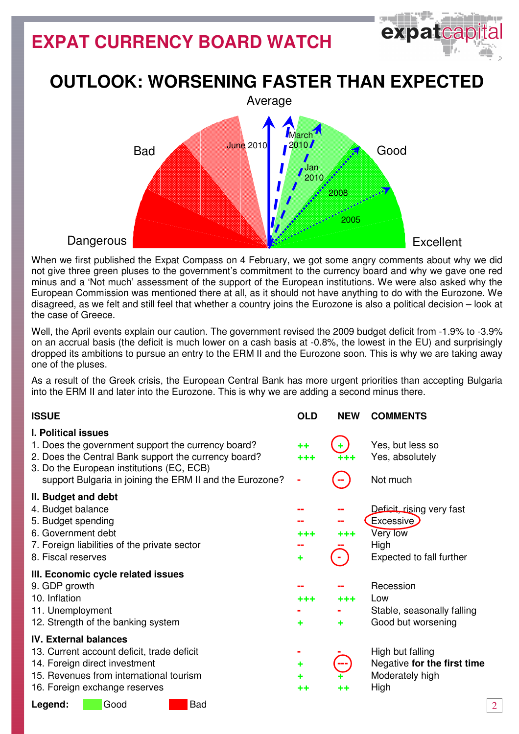# EXPAT CURRENCY BOARD WATCH

## OUTLOOK: WORSENING FASTER THAN EXPECTED

Average

Bad | Good

Dangerous | Excellent

June 2010 | March 2010 | Jan 2010 | 2008 | 2005

When we first published the Expat Compass on 4 February, we got some angry comments about why we did not give three green pluses to the government's commitment to the currency board and why we gave one red minus and a 'Not much' assessment of the support of the European institutions. We were also asked why the European Commission was mentioned there at all, as it should not have anything to do with the Eurozone. We disagreed, as we felt and still feel that whether a country joins the Eurozone is also a political decision – look at the case of Greece.

Well, the April events explain our caution. The government revised the 2009 budget deficit from -1.9% to -3.9% on an accrual basis (the deficit is much lower on a cash basis at -0.8%, the lowest in the EU) and surprisingly dropped its ambitions to pursue an entry to the ERM II and the Eurozone soon. This is why we are taking away one of the pluses.

As a result of the Greek crisis, the European Central Bank has more urgent priorities than accepting Bulgaria into the ERM II and later into the Eurozone. This is why we are adding a second minus there.

| ISSUE | OLD | NEW | COMMENTS |
|---|---|---|---|
| **I. Political issues** | | | |
| 1. Does the government support the currency board? | ++ | + | Yes, but less so |
| 2. Does the Central Bank support the currency board? | +++ | +++ | Yes, absolutely |
| 3. Do the European institutions (EC, ECB) support Bulgaria in joining the ERM II and the Eurozone? | - | -- | Not much |
| **II. Budget and debt** | | | |
| 4. Budget balance | -- | -- | Deficit, rising very fast |
| 5. Budget spending | -- | -- | Excessive |
| 6. Government debt | +++ | +++ | Very low |
| 7. Foreign liabilities of the private sector | -- | -- | High |
| 8. Fiscal reserves | + | - | Expected to fall further |
| **III. Economic cycle related issues** | | | |
| 9. GDP growth | -- | -- | Recession |
| 10. Inflation | +++ | +++ | Low |
| 11. Unemployment | - | - | Stable, seasonally falling |
| 12. Strength of the banking system | + | + | Good but worsening |
| **IV. External balances** | | | |
| 13. Current account deficit, trade deficit | - | - | High but falling |
| 14. Foreign direct investment | + | --- | Negative **for the first time** |
| 15. Revenues from international tourism | + | + | Moderately high |
| 16. Foreign exchange reserves | ++ | ++ | High |

**Legend:** Good (green) | Bad (red)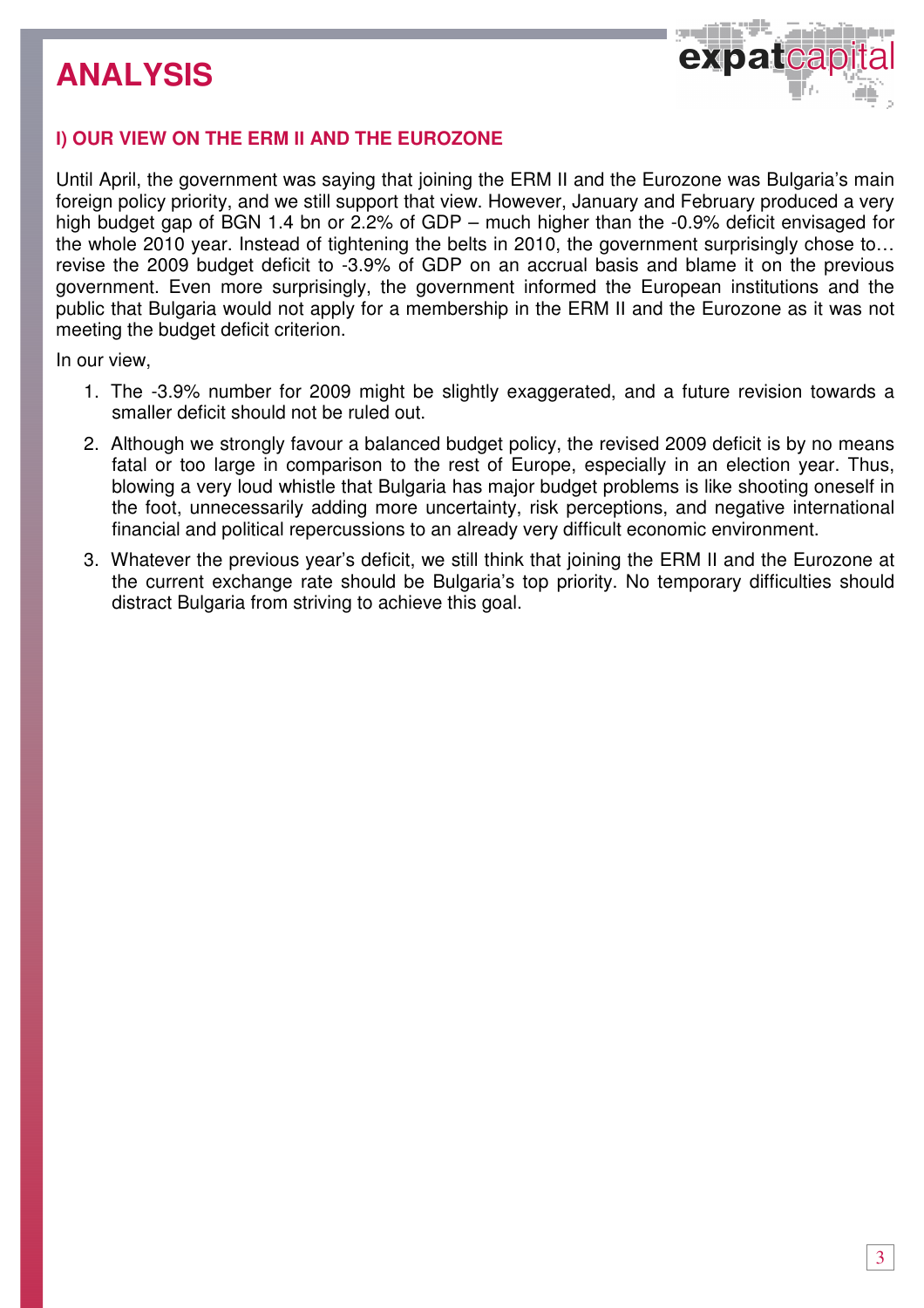# ANALYSIS

### I) OUR VIEW ON THE ERM II AND THE EUROZONE

Until April, the government was saying that joining the ERM II and the Eurozone was Bulgaria's main foreign policy priority, and we still support that view. However, January and February produced a very high budget gap of BGN 1.4 bn or 2.2% of GDP – much higher than the -0.9% deficit envisaged for the whole 2010 year. Instead of tightening the belts in 2010, the government surprisingly chose to… revise the 2009 budget deficit to -3.9% of GDP on an accrual basis and blame it on the previous government. Even more surprisingly, the government informed the European institutions and the public that Bulgaria would not apply for a membership in the ERM II and the Eurozone as it was not meeting the budget deficit criterion.

In our view,

1. The -3.9% number for 2009 might be slightly exaggerated, and a future revision towards a smaller deficit should not be ruled out.
2. Although we strongly favour a balanced budget policy, the revised 2009 deficit is by no means fatal or too large in comparison to the rest of Europe, especially in an election year. Thus, blowing a very loud whistle that Bulgaria has major budget problems is like shooting oneself in the foot, unnecessarily adding more uncertainty, risk perceptions, and negative international financial and political repercussions to an already very difficult economic environment.
3. Whatever the previous year's deficit, we still think that joining the ERM II and the Eurozone at the current exchange rate should be Bulgaria's top priority. No temporary difficulties should distract Bulgaria from striving to achieve this goal.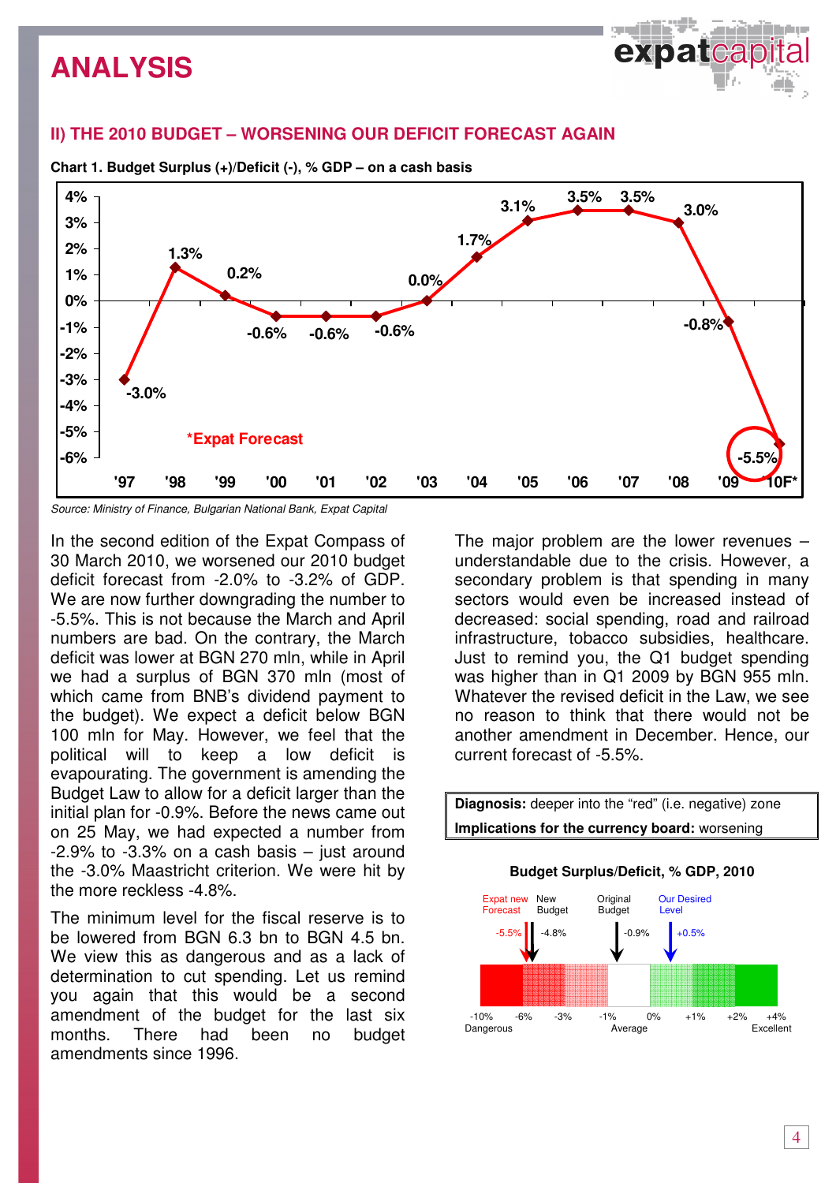# ANALYSIS

## II) THE 2010 BUDGET – WORSENING OUR DEFICIT FORECAST AGAIN

**Chart 1. Budget Surplus (+)/Deficit (-), % GDP – on a cash basis**

| '97 | '98 | '99 | '00 | '01 | '02 | '03 | '04 | '05 | '06 | '07 | '08 | '09 | '10F* |
|---|---|---|---|---|---|---|---|---|---|---|---|---|---|
| -3.0% | 1.3% | 0.2% | -0.6% | -0.6% | -0.6% | 0.0% | 1.7% | 3.1% | 3.5% | 3.5% | 3.0% | -0.8% | -5.5% |

*Expat Forecast

*Source: Ministry of Finance, Bulgarian National Bank, Expat Capital*

In the second edition of the Expat Compass of 30 March 2010, we worsened our 2010 budget deficit forecast from -2.0% to -3.2% of GDP. We are now further downgrading the number to -5.5%. This is not because the March and April numbers are bad. On the contrary, the March deficit was lower at BGN 270 mln, while in April we had a surplus of BGN 370 mln (most of which came from BNB's dividend payment to the budget). We expect a deficit below BGN 100 mln for May. However, we feel that the political will to keep a low deficit is evapourating. The government is amending the Budget Law to allow for a deficit larger than the initial plan for -0.9%. Before the news came out on 25 May, we had expected a number from -2.9% to -3.3% on a cash basis – just around the -3.0% Maastricht criterion. We were hit by the more reckless -4.8%.

The minimum level for the fiscal reserve is to be lowered from BGN 6.3 bn to BGN 4.5 bn. We view this as dangerous and as a lack of determination to cut spending. Let us remind you again that this would be a second amendment of the budget for the last six months. There had been no budget amendments since 1996.

The major problem are the lower revenues – understandable due to the crisis. However, a secondary problem is that spending in many sectors would even be increased instead of decreased: social spending, road and railroad infrastructure, tobacco subsidies, healthcare. Just to remind you, the Q1 budget spending was higher than in Q1 2009 by BGN 955 mln. Whatever the revised deficit in the Law, we see no reason to think that there would not be another amendment in December. Hence, our current forecast of -5.5%.

**Diagnosis:** deeper into the "red" (i.e. negative) zone

**Implications for the currency board:** worsening

**Budget Surplus/Deficit, % GDP, 2010**

| Expat new Forecast | New Budget | Original Budget | Our Desired Level |
|---|---|---|---|
| -5.5% | -4.8% | -0.9% | +0.5% |

Scale: -10% Dangerous, -6%, -3%, -1% Average, 0%, +1%, +2%, +4% Excellent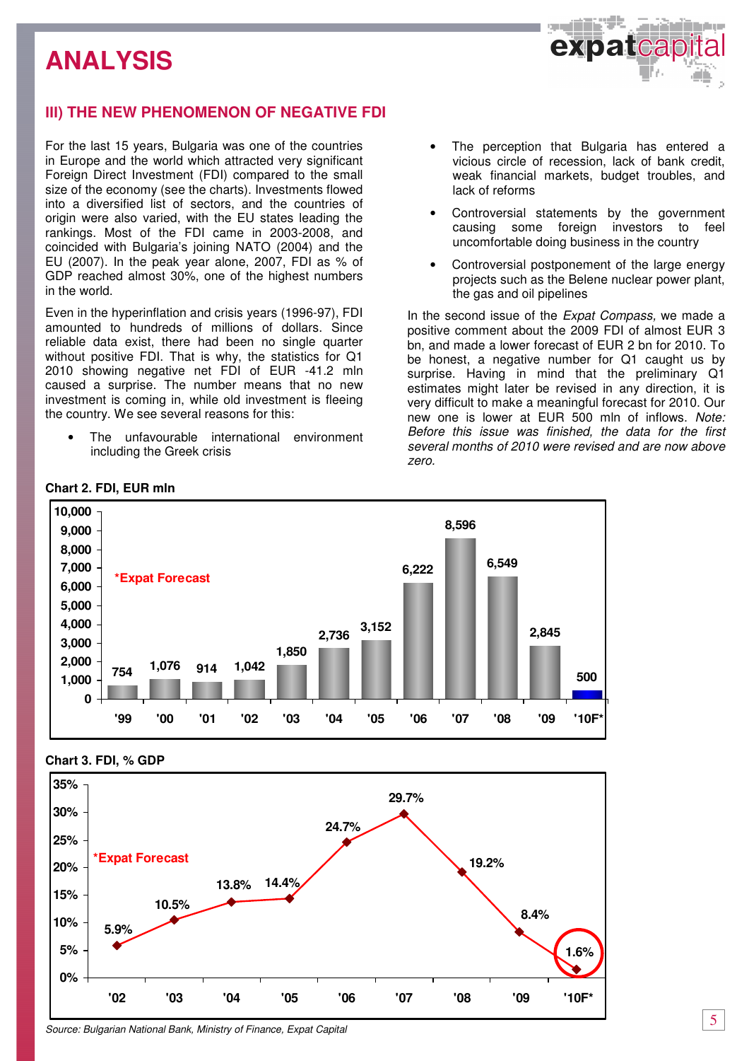# ANALYSIS

## III) THE NEW PHENOMENON OF NEGATIVE FDI

For the last 15 years, Bulgaria was one of the countries in Europe and the world which attracted very significant Foreign Direct Investment (FDI) compared to the small size of the economy (see the charts). Investments flowed into a diversified list of sectors, and the countries of origin were also varied, with the EU states leading the rankings. Most of the FDI came in 2003-2008, and coincided with Bulgaria's joining NATO (2004) and the EU (2007). In the peak year alone, 2007, FDI as % of GDP reached almost 30%, one of the highest numbers in the world.

Even in the hyperinflation and crisis years (1996-97), FDI amounted to hundreds of millions of dollars. Since reliable data exist, there had been no single quarter without positive FDI. That is why, the statistics for Q1 2010 showing negative net FDI of EUR -41.2 mln caused a surprise. The number means that no new investment is coming in, while old investment is fleeing the country. We see several reasons for this:

- The unfavourable international environment including the Greek crisis
- The perception that Bulgaria has entered a vicious circle of recession, lack of bank credit, weak financial markets, budget troubles, and lack of reforms
- Controversial statements by the government causing some foreign investors to feel uncomfortable doing business in the country
- Controversial postponement of the large energy projects such as the Belene nuclear power plant, the gas and oil pipelines

In the second issue of the *Expat Compass,* we made a positive comment about the 2009 FDI of almost EUR 3 bn, and made a lower forecast of EUR 2 bn for 2010. To be honest, a negative number for Q1 caught us by surprise. Having in mind that the preliminary Q1 estimates might later be revised in any direction, it is very difficult to make a meaningful forecast for 2010. Our new one is lower at EUR 500 mln of inflows. *Note: Before this issue was finished, the data for the first several months of 2010 were revised and are now above zero.*

**Chart 2. FDI, EUR mln**

| '99 | '00 | '01 | '02 | '03 | '04 | '05 | '06 | '07 | '08 | '09 | '10F* |
|---|---|---|---|---|---|---|---|---|---|---|---|
| 754 | 1,076 | 914 | 1,042 | 1,850 | 2,736 | 3,152 | 6,222 | 8,596 | 6,549 | 2,845 | 500 |

*Expat Forecast

**Chart 3. FDI, % GDP**

| '02 | '03 | '04 | '05 | '06 | '07 | '08 | '09 | '10F* |
|---|---|---|---|---|---|---|---|---|
| 5.9% | 10.5% | 13.8% | 14.4% | 24.7% | 29.7% | 19.2% | 8.4% | 1.6% |

*Expat Forecast

*Source: Bulgarian National Bank, Ministry of Finance, Expat Capital*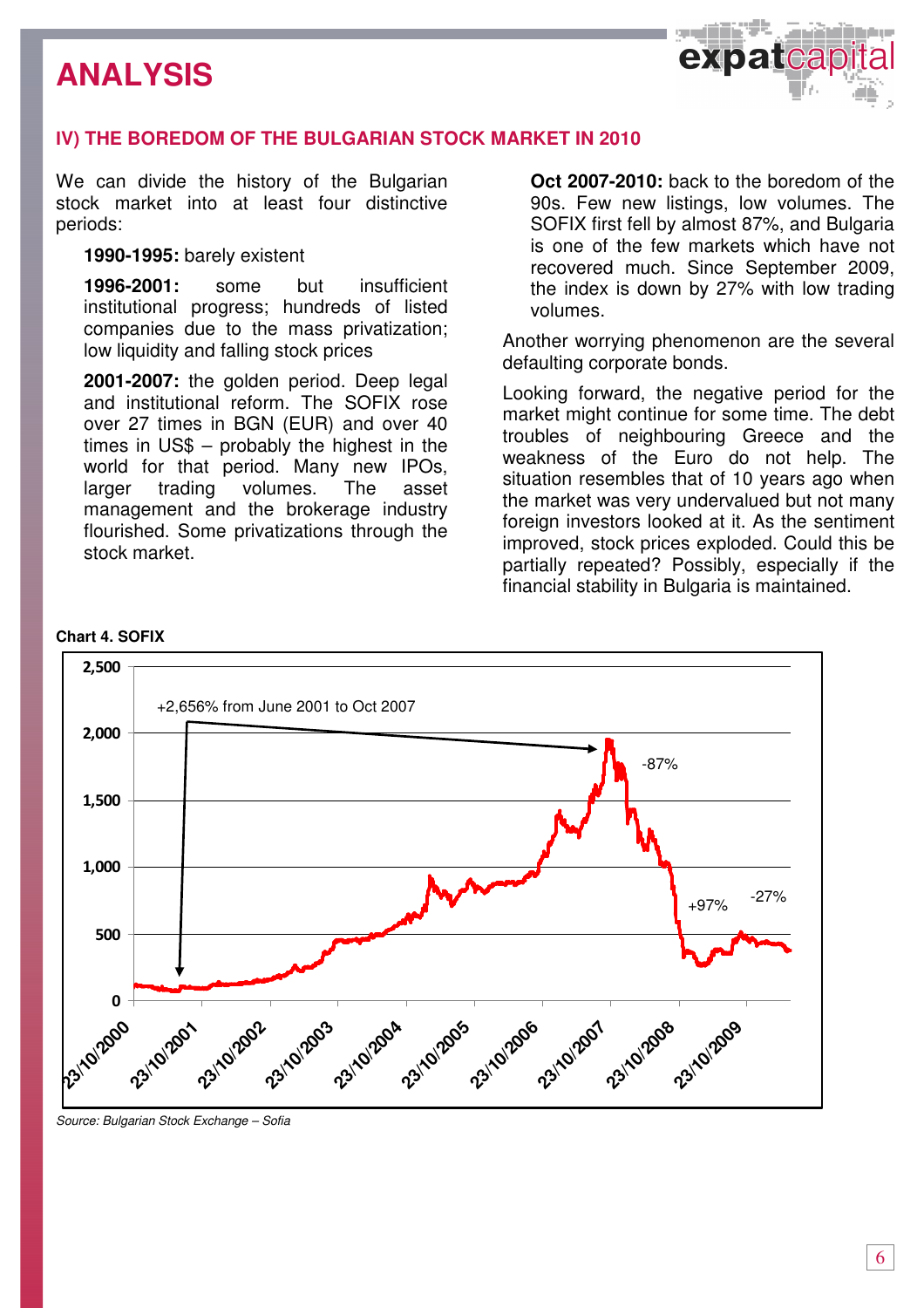# ANALYSIS

## IV) THE BOREDOM OF THE BULGARIAN STOCK MARKET IN 2010

We can divide the history of the Bulgarian stock market into at least four distinctive periods:

**1990-1995:** barely existent

**1996-2001:** some but insufficient institutional progress; hundreds of listed companies due to the mass privatization; low liquidity and falling stock prices

**2001-2007:** the golden period. Deep legal and institutional reform. The SOFIX rose over 27 times in BGN (EUR) and over 40 times in US$ – probably the highest in the world for that period. Many new IPOs, larger trading volumes. The asset management and the brokerage industry flourished. Some privatizations through the stock market.

**Oct 2007-2010:** back to the boredom of the 90s. Few new listings, low volumes. The SOFIX first fell by almost 87%, and Bulgaria is one of the few markets which have not recovered much. Since September 2009, the index is down by 27% with low trading volumes.

Another worrying phenomenon are the several defaulting corporate bonds.

Looking forward, the negative period for the market might continue for some time. The debt troubles of neighbouring Greece and the weakness of the Euro do not help. The situation resembles that of 10 years ago when the market was very undervalued but not many foreign investors looked at it. As the sentiment improved, stock prices exploded. Could this be partially repeated? Possibly, especially if the financial stability in Bulgaria is maintained.

**Chart 4. SOFIX**

*Source: Bulgarian Stock Exchange – Sofia*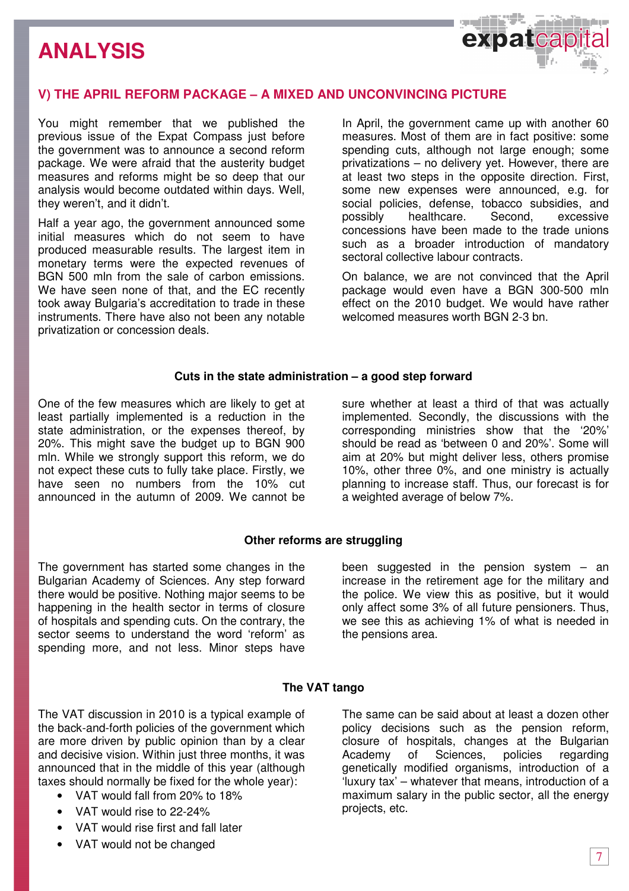# ANALYSIS

## V) THE APRIL REFORM PACKAGE – A MIXED AND UNCONVINCING PICTURE

You might remember that we published the previous issue of the Expat Compass just before the government was to announce a second reform package. We were afraid that the austerity budget measures and reforms might be so deep that our analysis would become outdated within days. Well, they weren't, and it didn't.

Half a year ago, the government announced some initial measures which do not seem to have produced measurable results. The largest item in monetary terms were the expected revenues of BGN 500 mln from the sale of carbon emissions. We have seen none of that, and the EC recently took away Bulgaria's accreditation to trade in these instruments. There have also not been any notable privatization or concession deals.

In April, the government came up with another 60 measures. Most of them are in fact positive: some spending cuts, although not large enough; some privatizations – no delivery yet. However, there are at least two steps in the opposite direction. First, some new expenses were announced, e.g. for social policies, defense, tobacco subsidies, and possibly healthcare. Second, excessive concessions have been made to the trade unions such as a broader introduction of mandatory sectoral collective labour contracts.

On balance, we are not convinced that the April package would even have a BGN 300-500 mln effect on the 2010 budget. We would have rather welcomed measures worth BGN 2-3 bn.

### Cuts in the state administration – a good step forward

One of the few measures which are likely to get at least partially implemented is a reduction in the state administration, or the expenses thereof, by 20%. This might save the budget up to BGN 900 mln. While we strongly support this reform, we do not expect these cuts to fully take place. Firstly, we have seen no numbers from the 10% cut announced in the autumn of 2009. We cannot be sure whether at least a third of that was actually implemented. Secondly, the discussions with the corresponding ministries show that the '20%' should be read as 'between 0 and 20%'. Some will aim at 20% but might deliver less, others promise 10%, other three 0%, and one ministry is actually planning to increase staff. Thus, our forecast is for a weighted average of below 7%.

### Other reforms are struggling

The government has started some changes in the Bulgarian Academy of Sciences. Any step forward there would be positive. Nothing major seems to be happening in the health sector in terms of closure of hospitals and spending cuts. On the contrary, the sector seems to understand the word 'reform' as spending more, and not less. Minor steps have been suggested in the pension system – an increase in the retirement age for the military and the police. We view this as positive, but it would only affect some 3% of all future pensioners. Thus, we see this as achieving 1% of what is needed in the pensions area.

### The VAT tango

The VAT discussion in 2010 is a typical example of the back-and-forth policies of the government which are more driven by public opinion than by a clear and decisive vision. Within just three months, it was announced that in the middle of this year (although taxes should normally be fixed for the whole year):

- VAT would fall from 20% to 18%
- VAT would rise to 22-24%
- VAT would rise first and fall later
- VAT would not be changed

The same can be said about at least a dozen other policy decisions such as the pension reform, closure of hospitals, changes at the Bulgarian Academy of Sciences, policies regarding genetically modified organisms, introduction of a 'luxury tax' – whatever that means, introduction of a maximum salary in the public sector, all the energy projects, etc.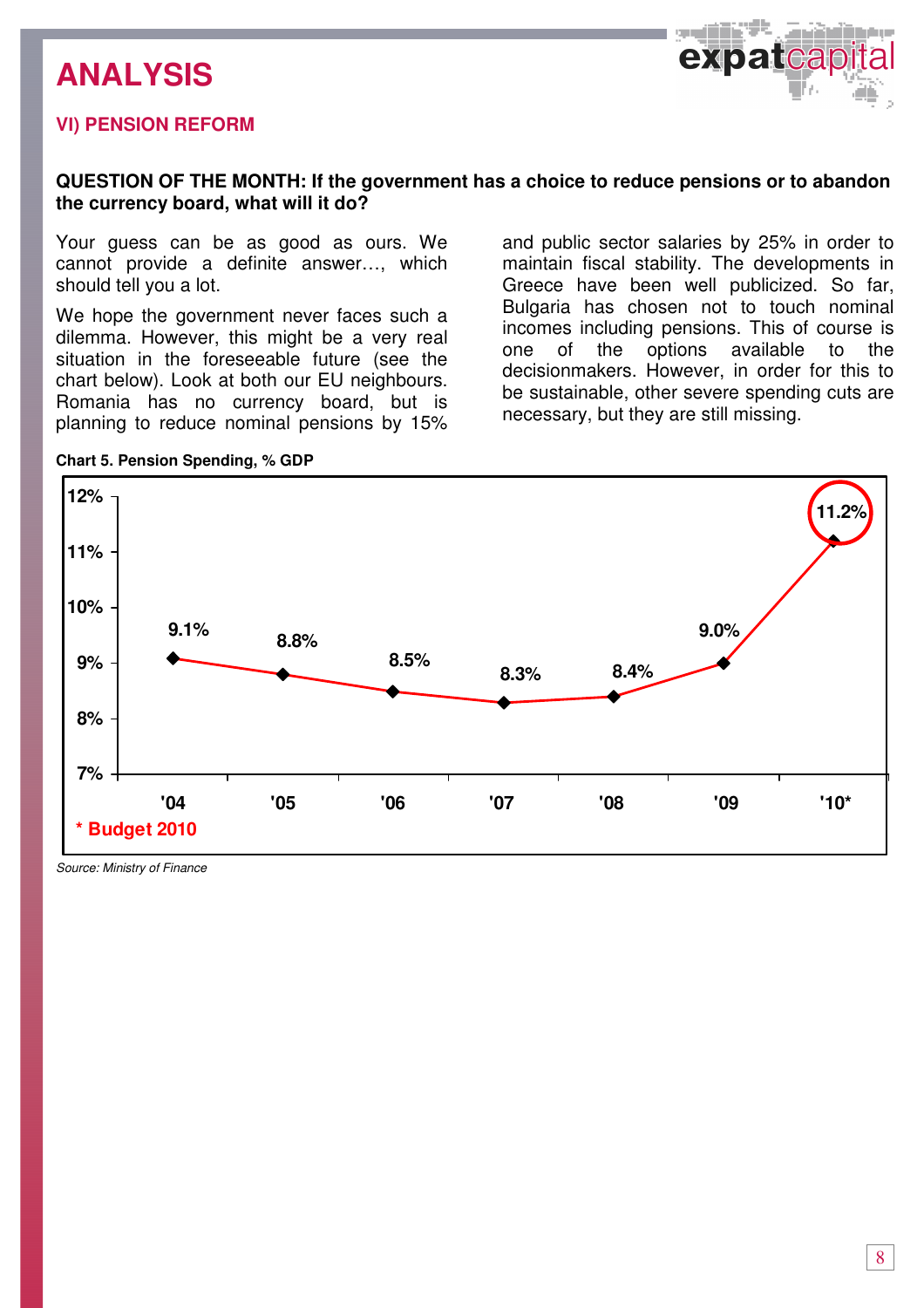# ANALYSIS

## VI) PENSION REFORM

**QUESTION OF THE MONTH: If the government has a choice to reduce pensions or to abandon the currency board, what will it do?**

Your guess can be as good as ours. We cannot provide a definite answer…, which should tell you a lot.

We hope the government never faces such a dilemma. However, this might be a very real situation in the foreseeable future (see the chart below). Look at both our EU neighbours. Romania has no currency board, but is planning to reduce nominal pensions by 15% and public sector salaries by 25% in order to maintain fiscal stability. The developments in Greece have been well publicized. So far, Bulgaria has chosen not to touch nominal incomes including pensions. This of course is one of the options available to the decisionmakers. However, in order for this to be sustainable, other severe spending cuts are necessary, but they are still missing.

**Chart 5. Pension Spending, % GDP**

| Year | '04 | '05 | '06 | '07 | '08 | '09 | '10* |
|---|---|---|---|---|---|---|---|
| Pension Spending, % GDP | 9.1% | 8.8% | 8.5% | 8.3% | 8.4% | 9.0% | 11.2% |

\* Budget 2010

*Source: Ministry of Finance*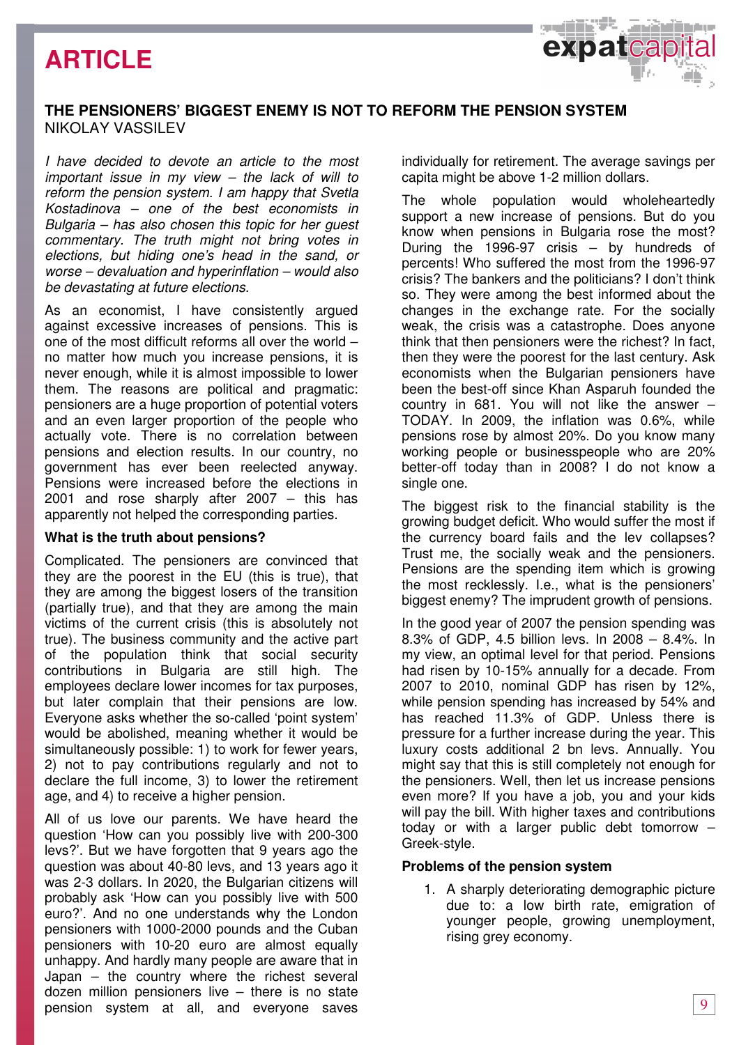# ARTICLE

## THE PENSIONERS' BIGGEST ENEMY IS NOT TO REFORM THE PENSION SYSTEM

NIKOLAY VASSILEV

*I have decided to devote an article to the most important issue in my view – the lack of will to reform the pension system. I am happy that Svetla Kostadinova – one of the best economists in Bulgaria – has also chosen this topic for her guest commentary. The truth might not bring votes in elections, but hiding one's head in the sand, or worse – devaluation and hyperinflation – would also be devastating at future elections.*

As an economist, I have consistently argued against excessive increases of pensions. This is one of the most difficult reforms all over the world – no matter how much you increase pensions, it is never enough, while it is almost impossible to lower them. The reasons are political and pragmatic: pensioners are a huge proportion of potential voters and an even larger proportion of the people who actually vote. There is no correlation between pensions and election results. In our country, no government has ever been reelected anyway. Pensions were increased before the elections in 2001 and rose sharply after 2007 – this has apparently not helped the corresponding parties.

**What is the truth about pensions?**

Complicated. The pensioners are convinced that they are the poorest in the EU (this is true), that they are among the biggest losers of the transition (partially true), and that they are among the main victims of the current crisis (this is absolutely not true). The business community and the active part of the population think that social security contributions in Bulgaria are still high. The employees declare lower incomes for tax purposes, but later complain that their pensions are low. Everyone asks whether the so-called 'point system' would be abolished, meaning whether it would be simultaneously possible: 1) to work for fewer years, 2) not to pay contributions regularly and not to declare the full income, 3) to lower the retirement age, and 4) to receive a higher pension.

All of us love our parents. We have heard the question 'How can you possibly live with 200-300 levs?'. But we have forgotten that 9 years ago the question was about 40-80 levs, and 13 years ago it was 2-3 dollars. In 2020, the Bulgarian citizens will probably ask 'How can you possibly live with 500 euro?'. And no one understands why the London pensioners with 1000-2000 pounds and the Cuban pensioners with 10-20 euro are almost equally unhappy. And hardly many people are aware that in Japan – the country where the richest several dozen million pensioners live – there is no state pension system at all, and everyone saves individually for retirement. The average savings per capita might be above 1-2 million dollars.

The whole population would wholeheartedly support a new increase of pensions. But do you know when pensions in Bulgaria rose the most? During the 1996-97 crisis – by hundreds of percents! Who suffered the most from the 1996-97 crisis? The bankers and the politicians? I don't think so. They were among the best informed about the changes in the exchange rate. For the socially weak, the crisis was a catastrophe. Does anyone think that then pensioners were the richest? In fact, then they were the poorest for the last century. Ask economists when the Bulgarian pensioners have been the best-off since Khan Asparuh founded the country in 681. You will not like the answer – TODAY. In 2009, the inflation was 0.6%, while pensions rose by almost 20%. Do you know many working people or businesspeople who are 20% better-off today than in 2008? I do not know a single one.

The biggest risk to the financial stability is the growing budget deficit. Who would suffer the most if the currency board fails and the lev collapses? Trust me, the socially weak and the pensioners. Pensions are the spending item which is growing the most recklessly. I.e., what is the pensioners' biggest enemy? The imprudent growth of pensions.

In the good year of 2007 the pension spending was 8.3% of GDP, 4.5 billion levs. In 2008 – 8.4%. In my view, an optimal level for that period. Pensions had risen by 10-15% annually for a decade. From 2007 to 2010, nominal GDP has risen by 12%, while pension spending has increased by 54% and has reached 11.3% of GDP. Unless there is pressure for a further increase during the year. This luxury costs additional 2 bn levs. Annually. You might say that this is still completely not enough for the pensioners. Well, then let us increase pensions even more? If you have a job, you and your kids will pay the bill. With higher taxes and contributions today or with a larger public debt tomorrow – Greek-style.

**Problems of the pension system**

1. A sharply deteriorating demographic picture due to: a low birth rate, emigration of younger people, growing unemployment, rising grey economy.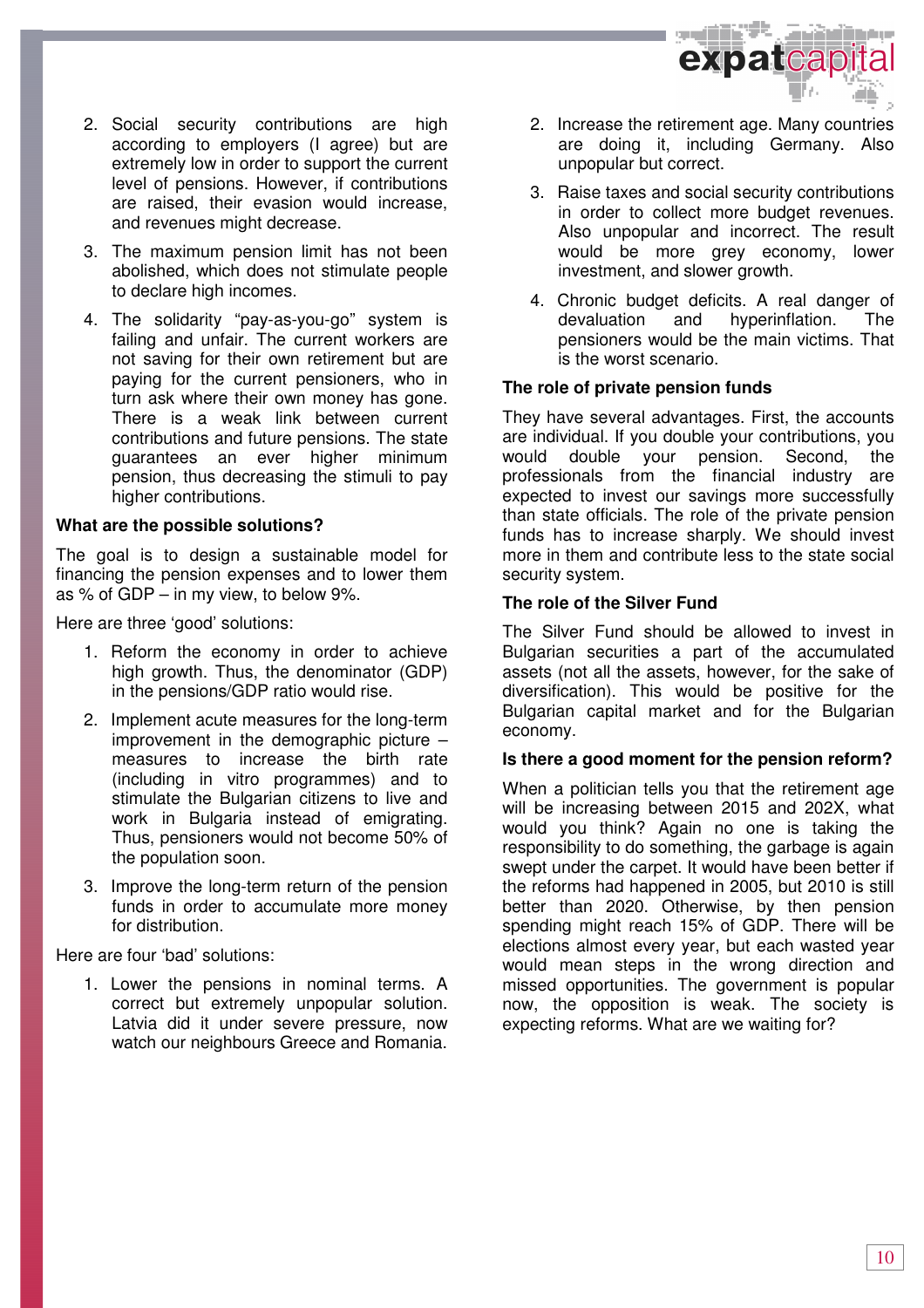2. Social security contributions are high according to employers (I agree) but are extremely low in order to support the current level of pensions. However, if contributions are raised, their evasion would increase, and revenues might decrease.
3. The maximum pension limit has not been abolished, which does not stimulate people to declare high incomes.
4. The solidarity "pay-as-you-go" system is failing and unfair. The current workers are not saving for their own retirement but are paying for the current pensioners, who in turn ask where their own money has gone. There is a weak link between current contributions and future pensions. The state guarantees an ever higher minimum pension, thus decreasing the stimuli to pay higher contributions.

**What are the possible solutions?**

The goal is to design a sustainable model for financing the pension expenses and to lower them as % of GDP – in my view, to below 9%.

Here are three 'good' solutions:

1. Reform the economy in order to achieve high growth. Thus, the denominator (GDP) in the pensions/GDP ratio would rise.
2. Implement acute measures for the long-term improvement in the demographic picture – measures to increase the birth rate (including in vitro programmes) and to stimulate the Bulgarian citizens to live and work in Bulgaria instead of emigrating. Thus, pensioners would not become 50% of the population soon.
3. Improve the long-term return of the pension funds in order to accumulate more money for distribution.

Here are four 'bad' solutions:

1. Lower the pensions in nominal terms. A correct but extremely unpopular solution. Latvia did it under severe pressure, now watch our neighbours Greece and Romania.
2. Increase the retirement age. Many countries are doing it, including Germany. Also unpopular but correct.
3. Raise taxes and social security contributions in order to collect more budget revenues. Also unpopular and incorrect. The result would be more grey economy, lower investment, and slower growth.
4. Chronic budget deficits. A real danger of devaluation and hyperinflation. The pensioners would be the main victims. That is the worst scenario.

**The role of private pension funds**

They have several advantages. First, the accounts are individual. If you double your contributions, you would double your pension. Second, the professionals from the financial industry are expected to invest our savings more successfully than state officials. The role of the private pension funds has to increase sharply. We should invest more in them and contribute less to the state social security system.

**The role of the Silver Fund**

The Silver Fund should be allowed to invest in Bulgarian securities a part of the accumulated assets (not all the assets, however, for the sake of diversification). This would be positive for the Bulgarian capital market and for the Bulgarian economy.

**Is there a good moment for the pension reform?**

When a politician tells you that the retirement age will be increasing between 2015 and 202X, what would you think? Again no one is taking the responsibility to do something, the garbage is again swept under the carpet. It would have been better if the reforms had happened in 2005, but 2010 is still better than 2020. Otherwise, by then pension spending might reach 15% of GDP. There will be elections almost every year, but each wasted year would mean steps in the wrong direction and missed opportunities. The government is popular now, the opposition is weak. The society is expecting reforms. What are we waiting for?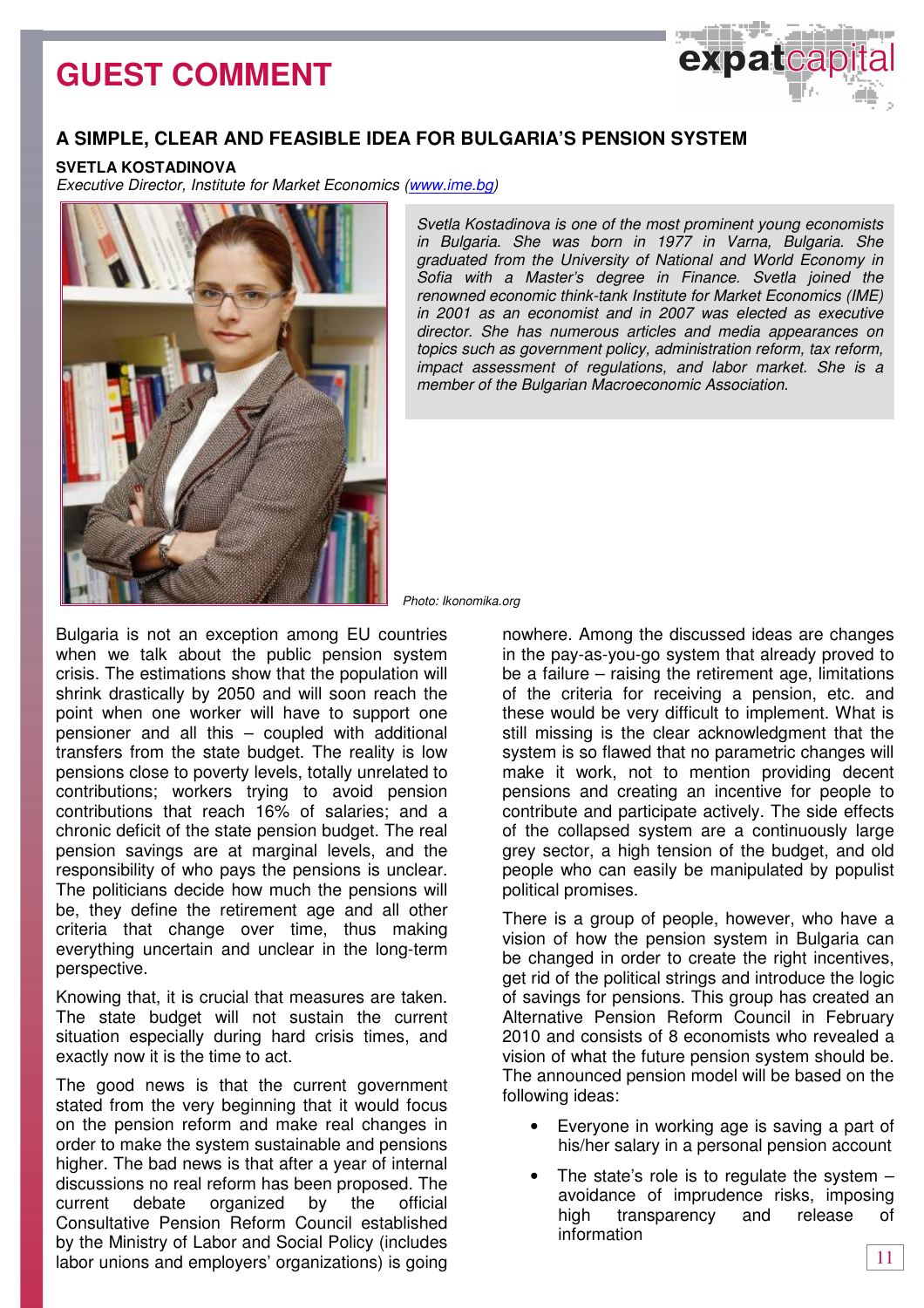# GUEST COMMENT

## A SIMPLE, CLEAR AND FEASIBLE IDEA FOR BULGARIA'S PENSION SYSTEM

**SVETLA KOSTADINOVA**

*Executive Director, Institute for Market Economics (www.ime.bg)*

*Svetla Kostadinova is one of the most prominent young economists in Bulgaria. She was born in 1977 in Varna, Bulgaria. She graduated from the University of National and World Economy in Sofia with a Master's degree in Finance. Svetla joined the renowned economic think-tank Institute for Market Economics (IME) in 2001 as an economist and in 2007 was elected as executive director. She has numerous articles and media appearances on topics such as government policy, administration reform, tax reform, impact assessment of regulations, and labor market. She is a member of the Bulgarian Macroeconomic Association.*

Photo: Ikonomika.org

Bulgaria is not an exception among EU countries when we talk about the public pension system crisis. The estimations show that the population will shrink drastically by 2050 and will soon reach the point when one worker will have to support one pensioner and all this – coupled with additional transfers from the state budget. The reality is low pensions close to poverty levels, totally unrelated to contributions; workers trying to avoid pension contributions that reach 16% of salaries; and a chronic deficit of the state pension budget. The real pension savings are at marginal levels, and the responsibility of who pays the pensions is unclear. The politicians decide how much the pensions will be, they define the retirement age and all other criteria that change over time, thus making everything uncertain and unclear in the long-term perspective.

Knowing that, it is crucial that measures are taken. The state budget will not sustain the current situation especially during hard crisis times, and exactly now it is the time to act.

The good news is that the current government stated from the very beginning that it would focus on the pension reform and make real changes in order to make the system sustainable and pensions higher. The bad news is that after a year of internal discussions no real reform has been proposed. The current debate organized by the official Consultative Pension Reform Council established by the Ministry of Labor and Social Policy (includes labor unions and employers' organizations) is going nowhere. Among the discussed ideas are changes in the pay-as-you-go system that already proved to be a failure – raising the retirement age, limitations of the criteria for receiving a pension, etc. and these would be very difficult to implement. What is still missing is the clear acknowledgment that the system is so flawed that no parametric changes will make it work, not to mention providing decent pensions and creating an incentive for people to contribute and participate actively. The side effects of the collapsed system are a continuously large grey sector, a high tension of the budget, and old people who can easily be manipulated by populist political promises.

There is a group of people, however, who have a vision of how the pension system in Bulgaria can be changed in order to create the right incentives, get rid of the political strings and introduce the logic of savings for pensions. This group has created an Alternative Pension Reform Council in February 2010 and consists of 8 economists who revealed a vision of what the future pension system should be. The announced pension model will be based on the following ideas:

- Everyone in working age is saving a part of his/her salary in a personal pension account
- The state's role is to regulate the system – avoidance of imprudence risks, imposing high transparency and release of information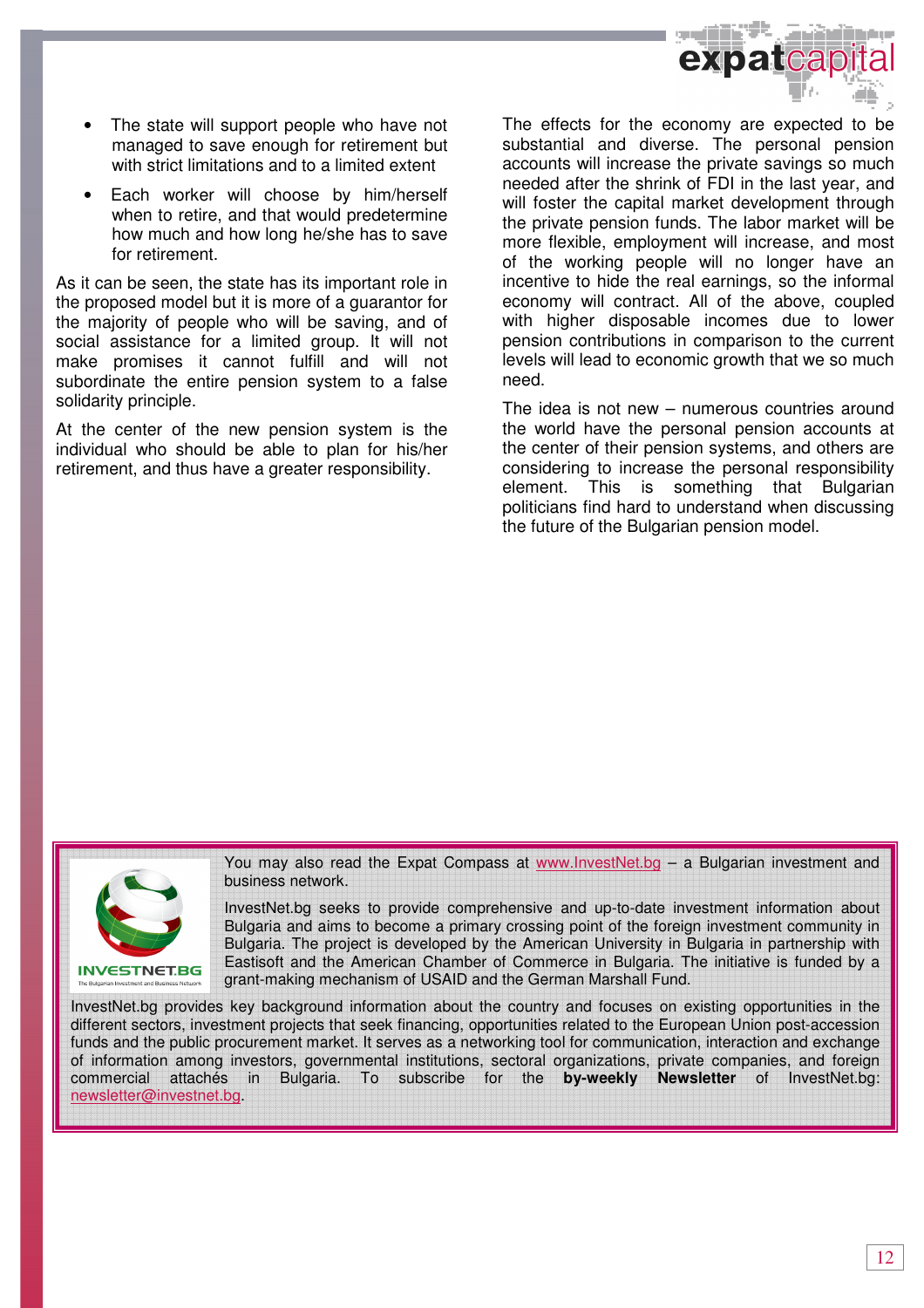- The state will support people who have not managed to save enough for retirement but with strict limitations and to a limited extent
- Each worker will choose by him/herself when to retire, and that would predetermine how much and how long he/she has to save for retirement.

As it can be seen, the state has its important role in the proposed model but it is more of a guarantor for the majority of people who will be saving, and of social assistance for a limited group. It will not make promises it cannot fulfill and will not subordinate the entire pension system to a false solidarity principle.

At the center of the new pension system is the individual who should be able to plan for his/her retirement, and thus have a greater responsibility.

The effects for the economy are expected to be substantial and diverse. The personal pension accounts will increase the private savings so much needed after the shrink of FDI in the last year, and will foster the capital market development through the private pension funds. The labor market will be more flexible, employment will increase, and most of the working people will no longer have an incentive to hide the real earnings, so the informal economy will contract. All of the above, coupled with higher disposable incomes due to lower pension contributions in comparison to the current levels will lead to economic growth that we so much need.

The idea is not new – numerous countries around the world have the personal pension accounts at the center of their pension systems, and others are considering to increase the personal responsibility element. This is something that Bulgarian politicians find hard to understand when discussing the future of the Bulgarian pension model.

---

You may also read the Expat Compass at www.InvestNet.bg – a Bulgarian investment and business network.

InvestNet.bg seeks to provide comprehensive and up-to-date investment information about Bulgaria and aims to become a primary crossing point of the foreign investment community in Bulgaria. The project is developed by the American University in Bulgaria in partnership with Eastisoft and the American Chamber of Commerce in Bulgaria. The initiative is funded by a grant-making mechanism of USAID and the German Marshall Fund.

InvestNet.bg provides key background information about the country and focuses on existing opportunities in the different sectors, investment projects that seek financing, opportunities related to the European Union post-accession funds and the public procurement market. It serves as a networking tool for communication, interaction and exchange of information among investors, governmental institutions, sectoral organizations, private companies, and foreign commercial attachés in Bulgaria. To subscribe for the **by-weekly Newsletter** of InvestNet.bg: newsletter@investnet.bg.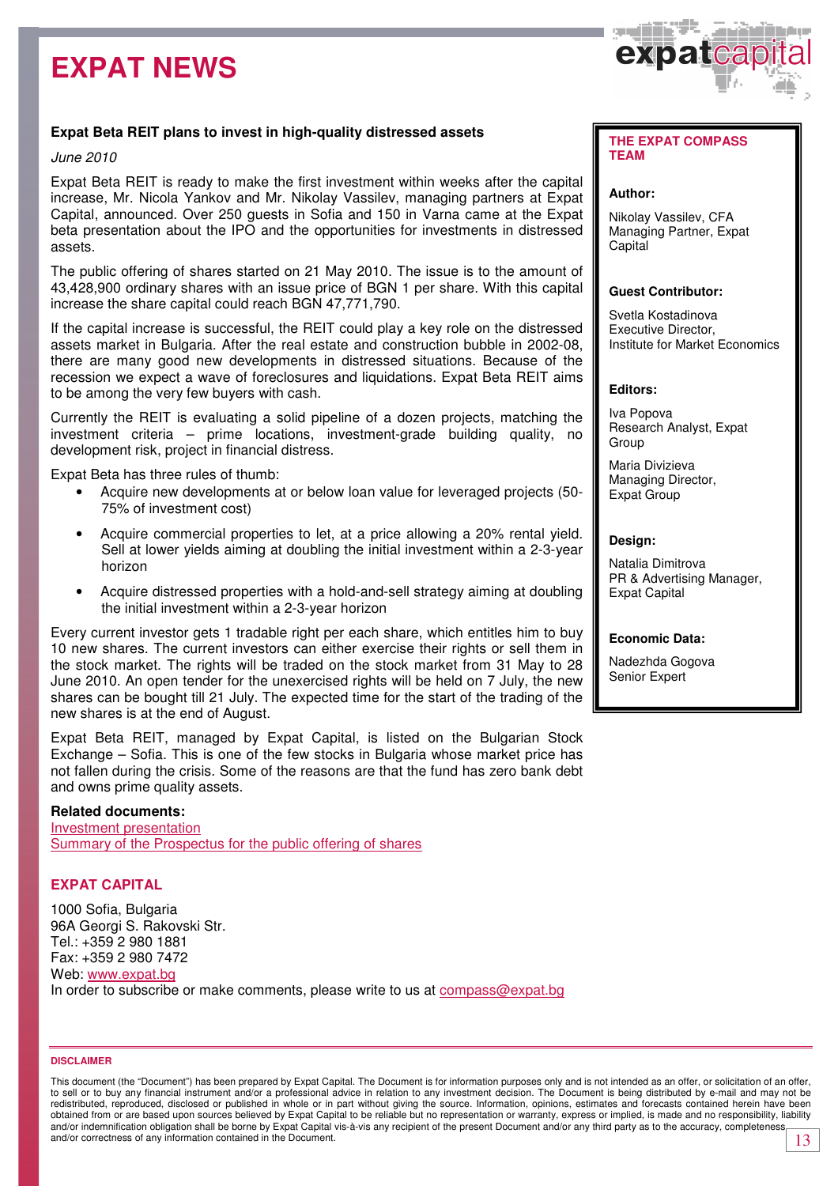# EXPAT NEWS

### Expat Beta REIT plans to invest in high-quality distressed assets

*June 2010*

Expat Beta REIT is ready to make the first investment within weeks after the capital increase, Mr. Nicola Yankov and Mr. Nikolay Vassilev, managing partners at Expat Capital, announced. Over 250 guests in Sofia and 150 in Varna came at the Expat beta presentation about the IPO and the opportunities for investments in distressed assets.

The public offering of shares started on 21 May 2010. The issue is to the amount of 43,428,900 ordinary shares with an issue price of BGN 1 per share. With this capital increase the share capital could reach BGN 47,771,790.

If the capital increase is successful, the REIT could play a key role on the distressed assets market in Bulgaria. After the real estate and construction bubble in 2002-08, there are many good new developments in distressed situations. Because of the recession we expect a wave of foreclosures and liquidations. Expat Beta REIT aims to be among the very few buyers with cash.

Currently the REIT is evaluating a solid pipeline of a dozen projects, matching the investment criteria – prime locations, investment-grade building quality, no development risk, project in financial distress.

Expat Beta has three rules of thumb:

- Acquire new developments at or below loan value for leveraged projects (50-75% of investment cost)
- Acquire commercial properties to let, at a price allowing a 20% rental yield. Sell at lower yields aiming at doubling the initial investment within a 2-3-year horizon
- Acquire distressed properties with a hold-and-sell strategy aiming at doubling the initial investment within a 2-3-year horizon

Every current investor gets 1 tradable right per each share, which entitles him to buy 10 new shares. The current investors can either exercise their rights or sell them in the stock market. The rights will be traded on the stock market from 31 May to 28 June 2010. An open tender for the unexercised rights will be held on 7 July, the new shares can be bought till 21 July. The expected time for the start of the trading of the new shares is at the end of August.

Expat Beta REIT, managed by Expat Capital, is listed on the Bulgarian Stock Exchange – Sofia. This is one of the few stocks in Bulgaria whose market price has not fallen during the crisis. Some of the reasons are that the fund has zero bank debt and owns prime quality assets.

**Related documents:**

Investment presentation
Summary of the Prospectus for the public offering of shares

## THE EXPAT COMPASS TEAM

**Author:**

Nikolay Vassilev, CFA
Managing Partner, Expat Capital

**Guest Contributor:**

Svetla Kostadinova
Executive Director, Institute for Market Economics

**Editors:**

Iva Popova
Research Analyst, Expat Group

Maria Divizieva
Managing Director, Expat Group

**Design:**

Natalia Dimitrova
PR & Advertising Manager, Expat Capital

**Economic Data:**

Nadezhda Gogova
Senior Expert

## EXPAT CAPITAL

1000 Sofia, Bulgaria
96A Georgi S. Rakovski Str.
Tel.: +359 2 980 1881
Fax: +359 2 980 7472
Web: www.expat.bg
In order to subscribe or make comments, please write to us at compass@expat.bg

**DISCLAIMER**

This document (the "Document") has been prepared by Expat Capital. The Document is for information purposes only and is not intended as an offer, or solicitation of an offer, to sell or to buy any financial instrument and/or a professional advice in relation to any investment decision. The Document is being distributed by e-mail and may not be redistributed, reproduced, disclosed or published in whole or in part without giving the source. Information, opinions, estimates and forecasts contained herein have been obtained from or are based upon sources believed by Expat Capital to be reliable but no representation or warranty, express or implied, is made and no responsibility, liability and/or indemnification obligation shall be borne by Expat Capital vis-à-vis any recipient of the present Document and/or any third party as to the accuracy, completeness and/or correctness of any information contained in the Document.